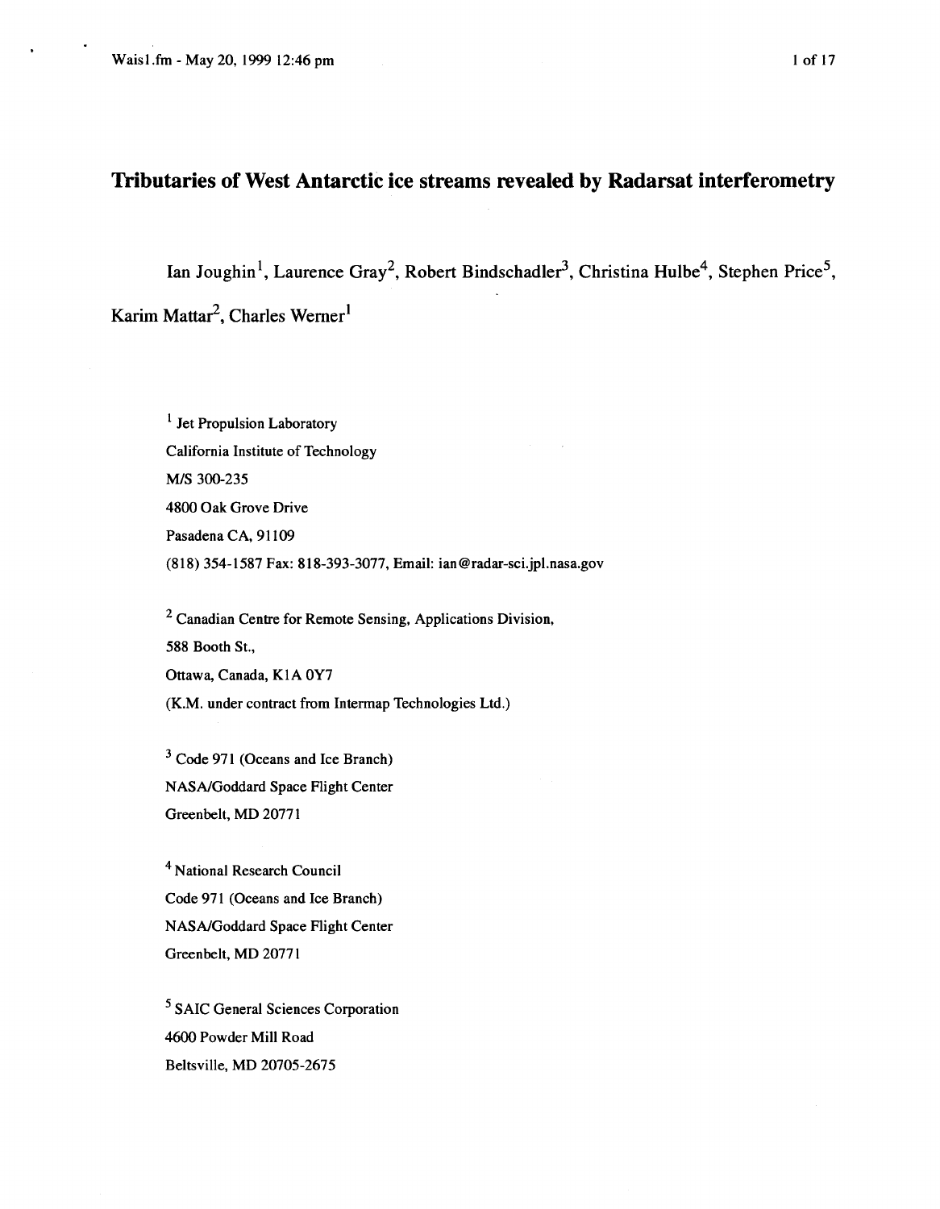# Tributaries of West Antarctic ice streams revealed by Radarsat interferometry

Ian Joughin[1], Laurence Gray[2], Robert Bindschadler[3], Christina Hulbe[4], Stephen Price[5], Karim Mattar[2], Charles Werner[1]

[1] Jet Propulsion Laboratory
California Institute of Technology
M/S 300-235
4800 Oak Grove Drive
Pasadena CA, 91109
(818) 354-1587 Fax: 818-393-3077, Email: ian@radar-sci.jpl.nasa.gov

[2] Canadian Centre for Remote Sensing, Applications Division,
588 Booth St.,
Ottawa, Canada, K1A 0Y7
(K.M. under contract from Intermap Technologies Ltd.)

[3] Code 971 (Oceans and Ice Branch)
NASA/Goddard Space Flight Center
Greenbelt, MD 20771

[4] National Research Council
Code 971 (Oceans and Ice Branch)
NASA/Goddard Space Flight Center
Greenbelt, MD 20771

[5] SAIC General Sciences Corporation
4600 Powder Mill Road
Beltsville, MD 20705-2675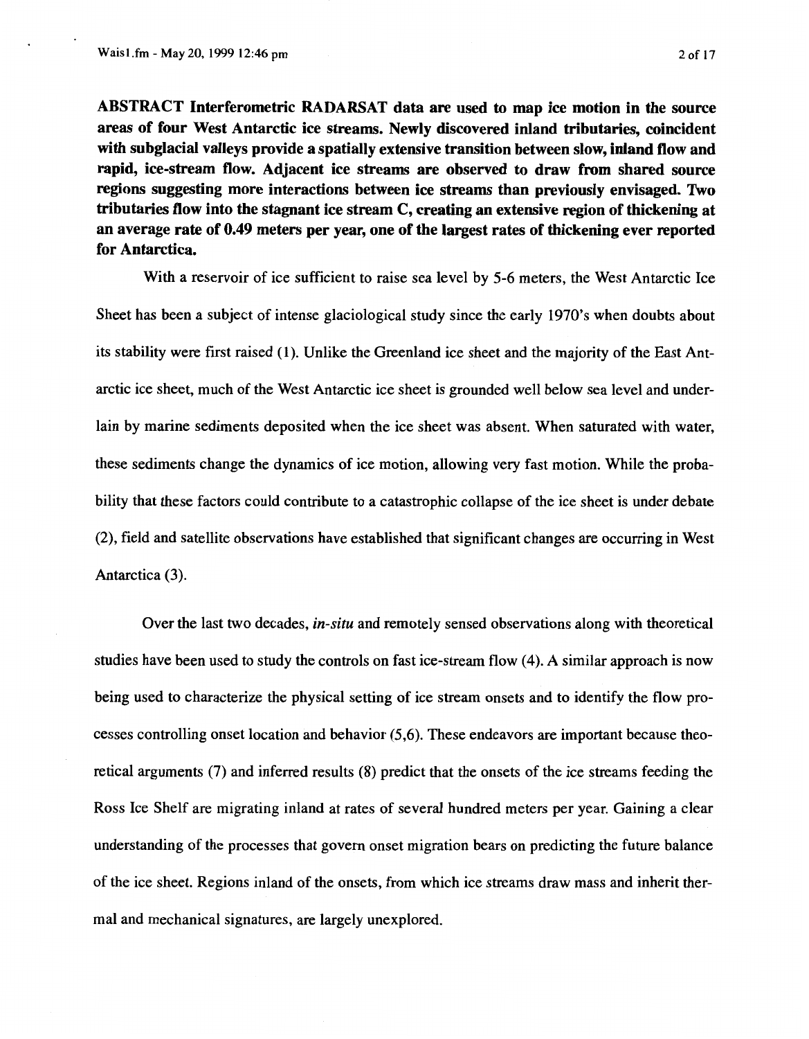**ABSTRACT Interferometric RADARSAT data are used to map ice motion in the source areas of four West Antarctic ice streams. Newly discovered inland tributaries, coincident with subglacial valleys provide a spatially extensive transition between slow, inland flow and rapid, ice-stream flow. Adjacent ice streams are observed to draw from shared source regions suggesting more interactions between ice streams than previously envisaged. Two tributaries flow into the stagnant ice stream C, creating an extensive region of thickening at an average rate of 0.49 meters per year, one of the largest rates of thickening ever reported for Antarctica.**

With a reservoir of ice sufficient to raise sea level by 5-6 meters, the West Antarctic Ice Sheet has been a subject of intense glaciological study since the early 1970's when doubts about its stability were first raised (1). Unlike the Greenland ice sheet and the majority of the East Antarctic ice sheet, much of the West Antarctic ice sheet is grounded well below sea level and underlain by marine sediments deposited when the ice sheet was absent. When saturated with water, these sediments change the dynamics of ice motion, allowing very fast motion. While the probability that these factors could contribute to a catastrophic collapse of the ice sheet is under debate (2), field and satellite observations have established that significant changes are occurring in West Antarctica (3).

Over the last two decades, *in-situ* and remotely sensed observations along with theoretical studies have been used to study the controls on fast ice-stream flow (4). A similar approach is now being used to characterize the physical setting of ice stream onsets and to identify the flow processes controlling onset location and behavior (5,6). These endeavors are important because theoretical arguments (7) and inferred results (8) predict that the onsets of the ice streams feeding the Ross Ice Shelf are migrating inland at rates of several hundred meters per year. Gaining a clear understanding of the processes that govern onset migration bears on predicting the future balance of the ice sheet. Regions inland of the onsets, from which ice streams draw mass and inherit thermal and mechanical signatures, are largely unexplored.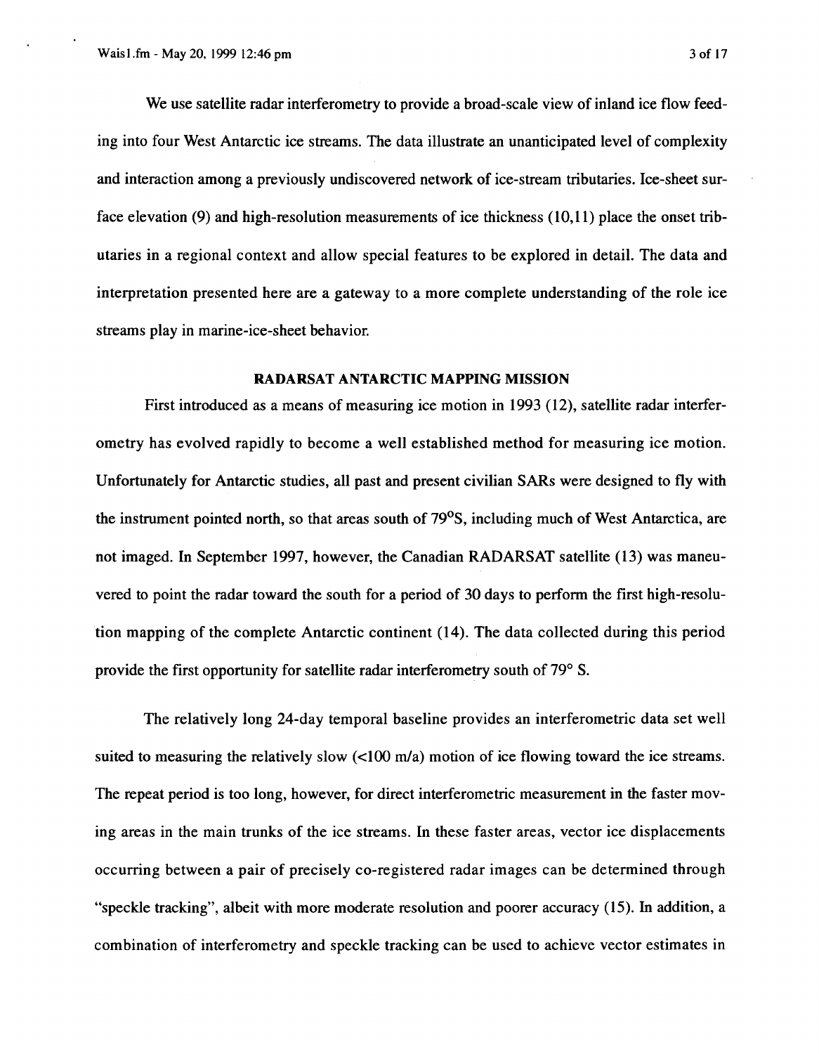We use satellite radar interferometry to provide a broad-scale view of inland ice flow feeding into four West Antarctic ice streams. The data illustrate an unanticipated level of complexity and interaction among a previously undiscovered network of ice-stream tributaries. Ice-sheet surface elevation (9) and high-resolution measurements of ice thickness (10,11) place the onset tributaries in a regional context and allow special features to be explored in detail. The data and interpretation presented here are a gateway to a more complete understanding of the role ice streams play in marine-ice-sheet behavior.

## RADARSAT ANTARCTIC MAPPING MISSION

First introduced as a means of measuring ice motion in 1993 (12), satellite radar interferometry has evolved rapidly to become a well established method for measuring ice motion. Unfortunately for Antarctic studies, all past and present civilian SARs were designed to fly with the instrument pointed north, so that areas south of 79°S, including much of West Antarctica, are not imaged. In September 1997, however, the Canadian RADARSAT satellite (13) was maneuvered to point the radar toward the south for a period of 30 days to perform the first high-resolution mapping of the complete Antarctic continent (14). The data collected during this period provide the first opportunity for satellite radar interferometry south of 79° S.

The relatively long 24-day temporal baseline provides an interferometric data set well suited to measuring the relatively slow (<100 m/a) motion of ice flowing toward the ice streams. The repeat period is too long, however, for direct interferometric measurement in the faster moving areas in the main trunks of the ice streams. In these faster areas, vector ice displacements occurring between a pair of precisely co-registered radar images can be determined through "speckle tracking", albeit with more moderate resolution and poorer accuracy (15). In addition, a combination of interferometry and speckle tracking can be used to achieve vector estimates in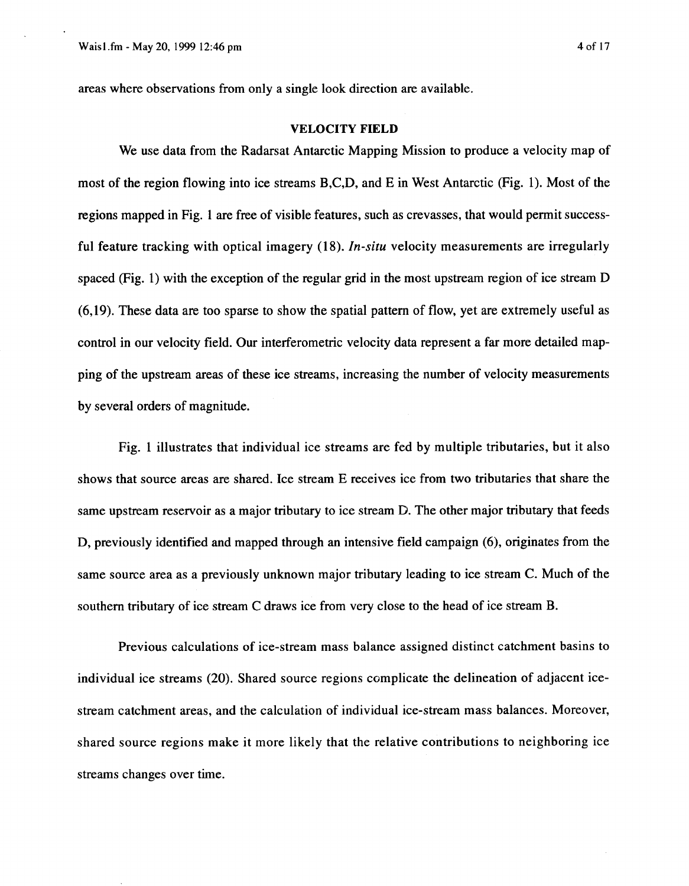areas where observations from only a single look direction are available.

## VELOCITY FIELD

We use data from the Radarsat Antarctic Mapping Mission to produce a velocity map of most of the region flowing into ice streams B,C,D, and E in West Antarctic (Fig. 1). Most of the regions mapped in Fig. 1 are free of visible features, such as crevasses, that would permit successful feature tracking with optical imagery (18). *In-situ* velocity measurements are irregularly spaced (Fig. 1) with the exception of the regular grid in the most upstream region of ice stream D (6,19). These data are too sparse to show the spatial pattern of flow, yet are extremely useful as control in our velocity field. Our interferometric velocity data represent a far more detailed mapping of the upstream areas of these ice streams, increasing the number of velocity measurements by several orders of magnitude.

Fig. 1 illustrates that individual ice streams are fed by multiple tributaries, but it also shows that source areas are shared. Ice stream E receives ice from two tributaries that share the same upstream reservoir as a major tributary to ice stream D. The other major tributary that feeds D, previously identified and mapped through an intensive field campaign (6), originates from the same source area as a previously unknown major tributary leading to ice stream C. Much of the southern tributary of ice stream C draws ice from very close to the head of ice stream B.

Previous calculations of ice-stream mass balance assigned distinct catchment basins to individual ice streams (20). Shared source regions complicate the delineation of adjacent ice-stream catchment areas, and the calculation of individual ice-stream mass balances. Moreover, shared source regions make it more likely that the relative contributions to neighboring ice streams changes over time.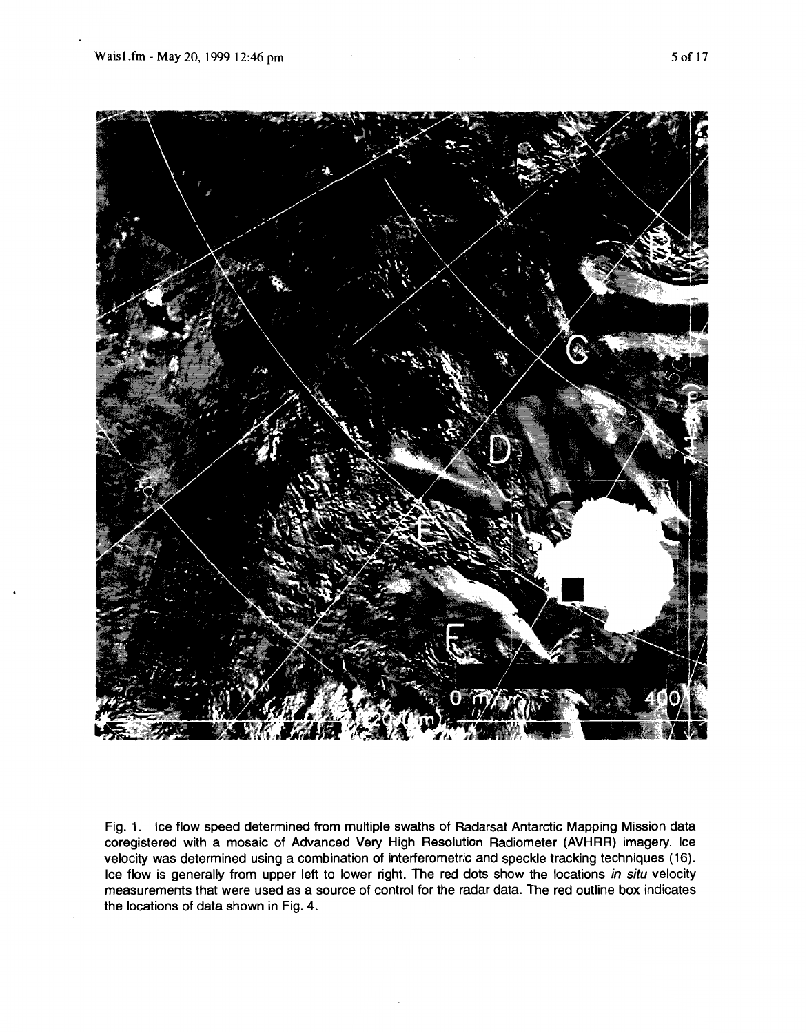Fig. 1. Ice flow speed determined from multiple swaths of Radarsat Antarctic Mapping Mission data coregistered with a mosaic of Advanced Very High Resolution Radiometer (AVHRR) imagery. Ice velocity was determined using a combination of interferometric and speckle tracking techniques (16). Ice flow is generally from upper left to lower right. The red dots show the locations *in situ* velocity measurements that were used as a source of control for the radar data. The red outline box indicates the locations of data shown in Fig. 4.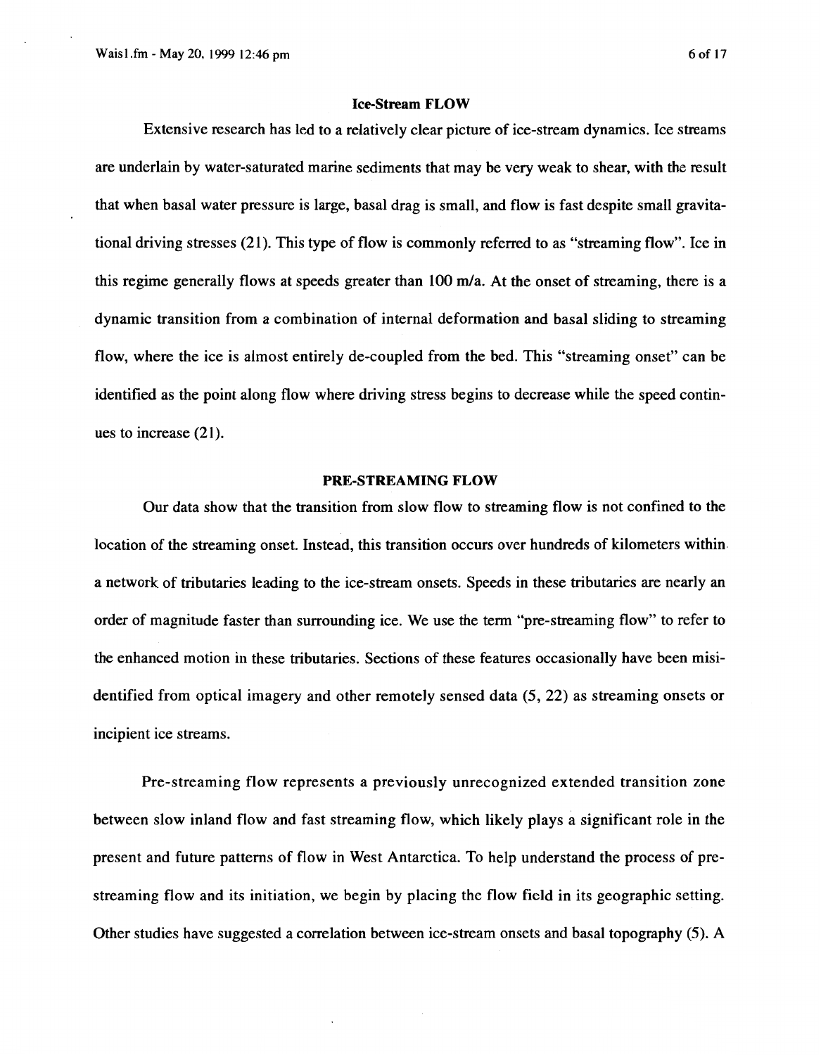## Ice-Stream FLOW

Extensive research has led to a relatively clear picture of ice-stream dynamics. Ice streams are underlain by water-saturated marine sediments that may be very weak to shear, with the result that when basal water pressure is large, basal drag is small, and flow is fast despite small gravitational driving stresses (21). This type of flow is commonly referred to as "streaming flow". Ice in this regime generally flows at speeds greater than 100 m/a. At the onset of streaming, there is a dynamic transition from a combination of internal deformation and basal sliding to streaming flow, where the ice is almost entirely de-coupled from the bed. This "streaming onset" can be identified as the point along flow where driving stress begins to decrease while the speed continues to increase (21).

## PRE-STREAMING FLOW

Our data show that the transition from slow flow to streaming flow is not confined to the location of the streaming onset. Instead, this transition occurs over hundreds of kilometers within a network of tributaries leading to the ice-stream onsets. Speeds in these tributaries are nearly an order of magnitude faster than surrounding ice. We use the term "pre-streaming flow" to refer to the enhanced motion in these tributaries. Sections of these features occasionally have been misidentified from optical imagery and other remotely sensed data (5, 22) as streaming onsets or incipient ice streams.

Pre-streaming flow represents a previously unrecognized extended transition zone between slow inland flow and fast streaming flow, which likely plays a significant role in the present and future patterns of flow in West Antarctica. To help understand the process of pre-streaming flow and its initiation, we begin by placing the flow field in its geographic setting. Other studies have suggested a correlation between ice-stream onsets and basal topography (5). A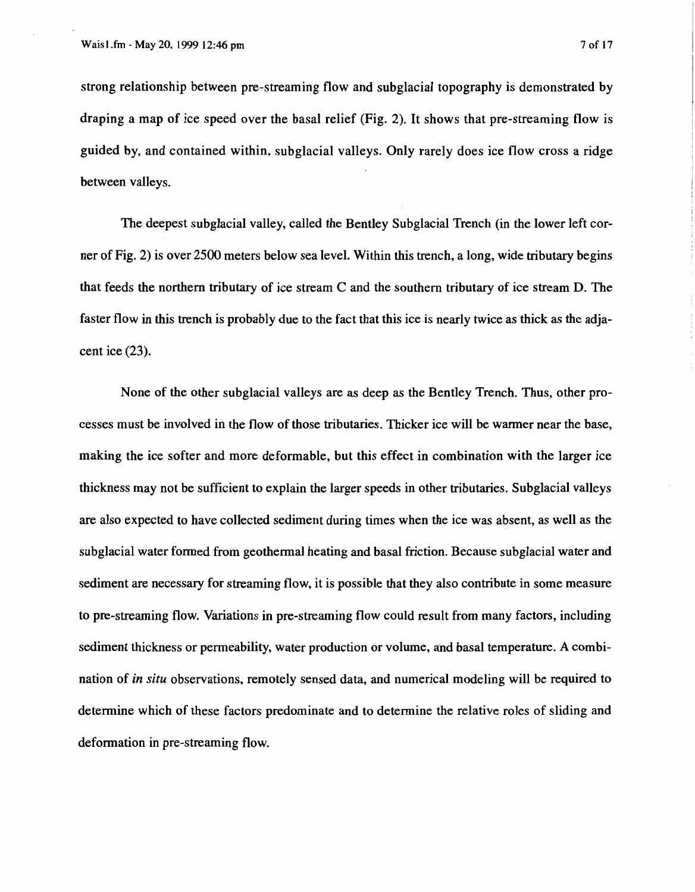strong relationship between pre-streaming flow and subglacial topography is demonstrated by draping a map of ice speed over the basal relief (Fig. 2). It shows that pre-streaming flow is guided by, and contained within, subglacial valleys. Only rarely does ice flow cross a ridge between valleys.

The deepest subglacial valley, called the Bentley Subglacial Trench (in the lower left corner of Fig. 2) is over 2500 meters below sea level. Within this trench, a long, wide tributary begins that feeds the northern tributary of ice stream C and the southern tributary of ice stream D. The faster flow in this trench is probably due to the fact that this ice is nearly twice as thick as the adjacent ice (23).

None of the other subglacial valleys are as deep as the Bentley Trench. Thus, other processes must be involved in the flow of those tributaries. Thicker ice will be warmer near the base, making the ice softer and more deformable, but this effect in combination with the larger ice thickness may not be sufficient to explain the larger speeds in other tributaries. Subglacial valleys are also expected to have collected sediment during times when the ice was absent, as well as the subglacial water formed from geothermal heating and basal friction. Because subglacial water and sediment are necessary for streaming flow, it is possible that they also contribute in some measure to pre-streaming flow. Variations in pre-streaming flow could result from many factors, including sediment thickness or permeability, water production or volume, and basal temperature. A combination of *in situ* observations, remotely sensed data, and numerical modeling will be required to determine which of these factors predominate and to determine the relative roles of sliding and deformation in pre-streaming flow.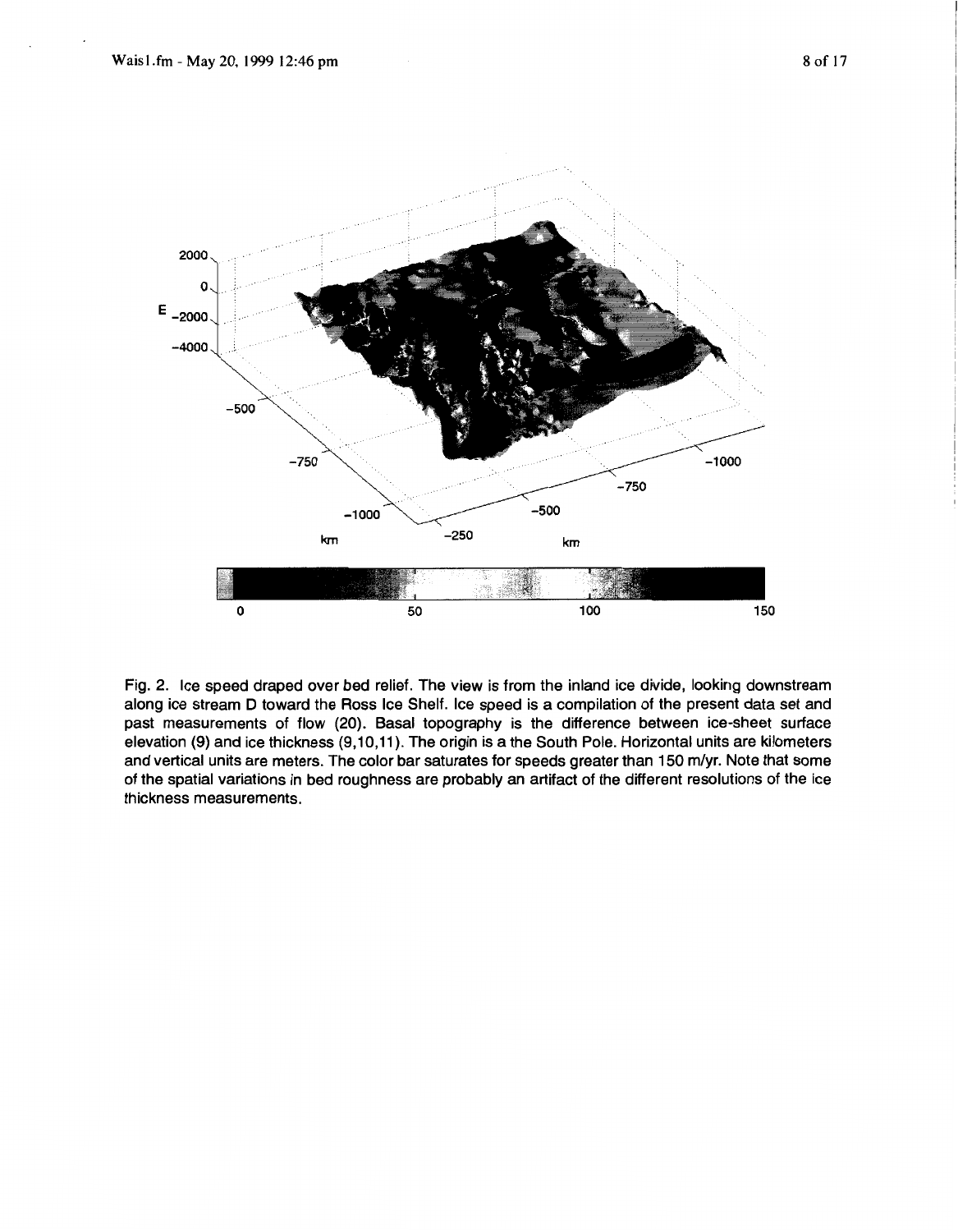Fig. 2. Ice speed draped over bed relief. The view is from the inland ice divide, looking downstream along ice stream D toward the Ross Ice Shelf. Ice speed is a compilation of the present data set and past measurements of flow (20). Basal topography is the difference between ice-sheet surface elevation (9) and ice thickness (9,10,11). The origin is a the South Pole. Horizontal units are kilometers and vertical units are meters. The color bar saturates for speeds greater than 150 m/yr. Note that some of the spatial variations in bed roughness are probably an artifact of the different resolutions of the ice thickness measurements.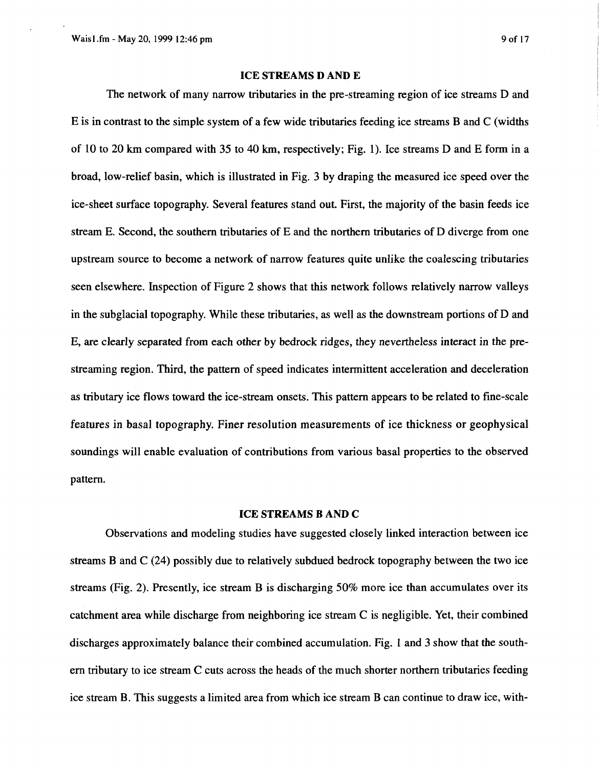## ICE STREAMS D AND E

The network of many narrow tributaries in the pre-streaming region of ice streams D and E is in contrast to the simple system of a few wide tributaries feeding ice streams B and C (widths of 10 to 20 km compared with 35 to 40 km, respectively; Fig. 1). Ice streams D and E form in a broad, low-relief basin, which is illustrated in Fig. 3 by draping the measured ice speed over the ice-sheet surface topography. Several features stand out. First, the majority of the basin feeds ice stream E. Second, the southern tributaries of E and the northern tributaries of D diverge from one upstream source to become a network of narrow features quite unlike the coalescing tributaries seen elsewhere. Inspection of Figure 2 shows that this network follows relatively narrow valleys in the subglacial topography. While these tributaries, as well as the downstream portions of D and E, are clearly separated from each other by bedrock ridges, they nevertheless interact in the pre-streaming region. Third, the pattern of speed indicates intermittent acceleration and deceleration as tributary ice flows toward the ice-stream onsets. This pattern appears to be related to fine-scale features in basal topography. Finer resolution measurements of ice thickness or geophysical soundings will enable evaluation of contributions from various basal properties to the observed pattern.

## ICE STREAMS B AND C

Observations and modeling studies have suggested closely linked interaction between ice streams B and C (24) possibly due to relatively subdued bedrock topography between the two ice streams (Fig. 2). Presently, ice stream B is discharging 50% more ice than accumulates over its catchment area while discharge from neighboring ice stream C is negligible. Yet, their combined discharges approximately balance their combined accumulation. Fig. 1 and 3 show that the southern tributary to ice stream C cuts across the heads of the much shorter northern tributaries feeding ice stream B. This suggests a limited area from which ice stream B can continue to draw ice, with-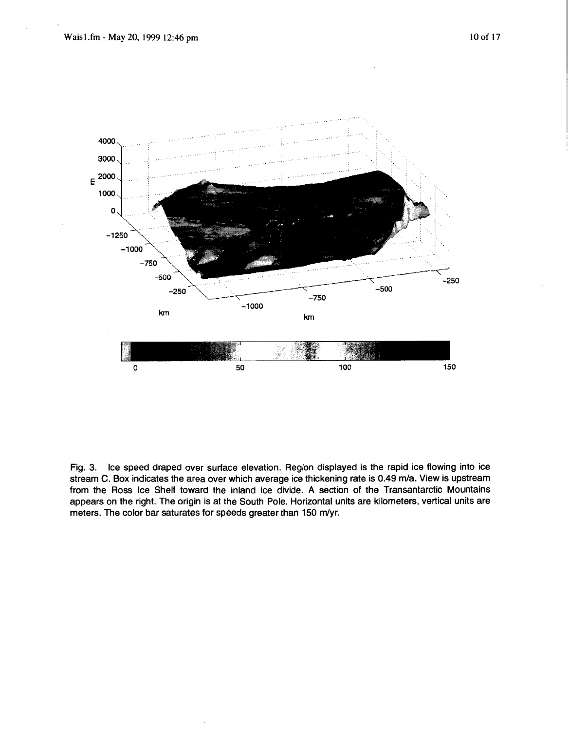Fig. 3. Ice speed draped over surface elevation. Region displayed is the rapid ice flowing into ice stream C. Box indicates the area over which average ice thickening rate is 0.49 m/a. View is upstream from the Ross Ice Shelf toward the inland ice divide. A section of the Transantarctic Mountains appears on the right. The origin is at the South Pole. Horizontal units are kilometers, vertical units are meters. The color bar saturates for speeds greater than 150 m/yr.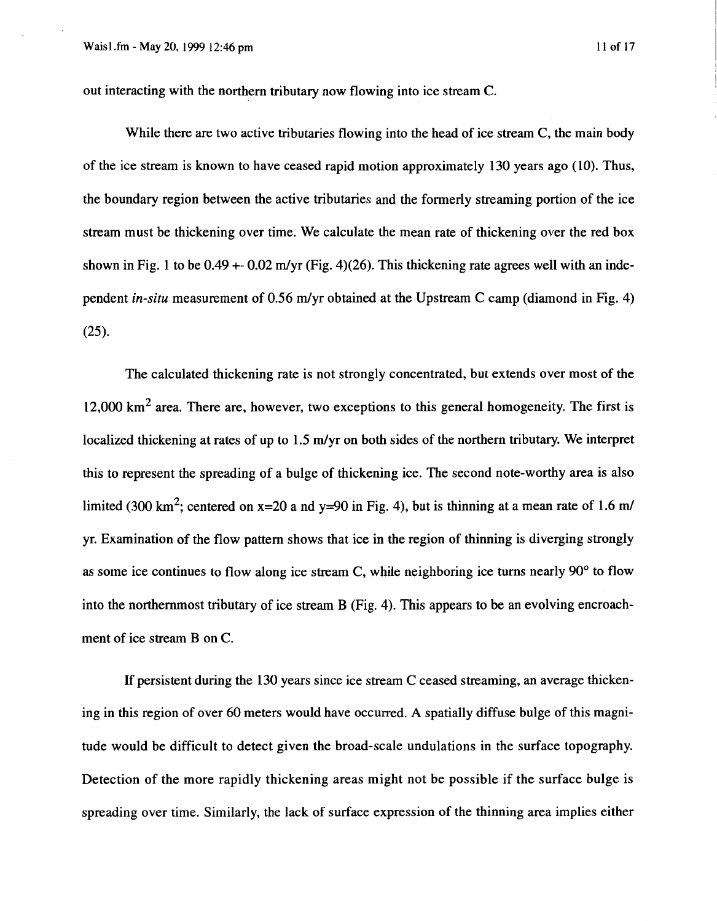out interacting with the northern tributary now flowing into ice stream C.

While there are two active tributaries flowing into the head of ice stream C, the main body of the ice stream is known to have ceased rapid motion approximately 130 years ago (10). Thus, the boundary region between the active tributaries and the formerly streaming portion of the ice stream must be thickening over time. We calculate the mean rate of thickening over the red box shown in Fig. 1 to be 0.49 +- 0.02 m/yr (Fig. 4)(26). This thickening rate agrees well with an independent *in-situ* measurement of 0.56 m/yr obtained at the Upstream C camp (diamond in Fig. 4) (25).

The calculated thickening rate is not strongly concentrated, but extends over most of the 12,000 $km^2$ area. There are, however, two exceptions to this general homogeneity. The first is localized thickening at rates of up to 1.5 m/yr on both sides of the northern tributary. We interpret this to represent the spreading of a bulge of thickening ice. The second note-worthy area is also limited (300 $km^2$; centered on x=20 a nd y=90 in Fig. 4), but is thinning at a mean rate of 1.6 m/yr. Examination of the flow pattern shows that ice in the region of thinning is diverging strongly as some ice continues to flow along ice stream C, while neighboring ice turns nearly 90° to flow into the northernmost tributary of ice stream B (Fig. 4). This appears to be an evolving encroachment of ice stream B on C.

If persistent during the 130 years since ice stream C ceased streaming, an average thickening in this region of over 60 meters would have occurred. A spatially diffuse bulge of this magnitude would be difficult to detect given the broad-scale undulations in the surface topography. Detection of the more rapidly thickening areas might not be possible if the surface bulge is spreading over time. Similarly, the lack of surface expression of the thinning area implies either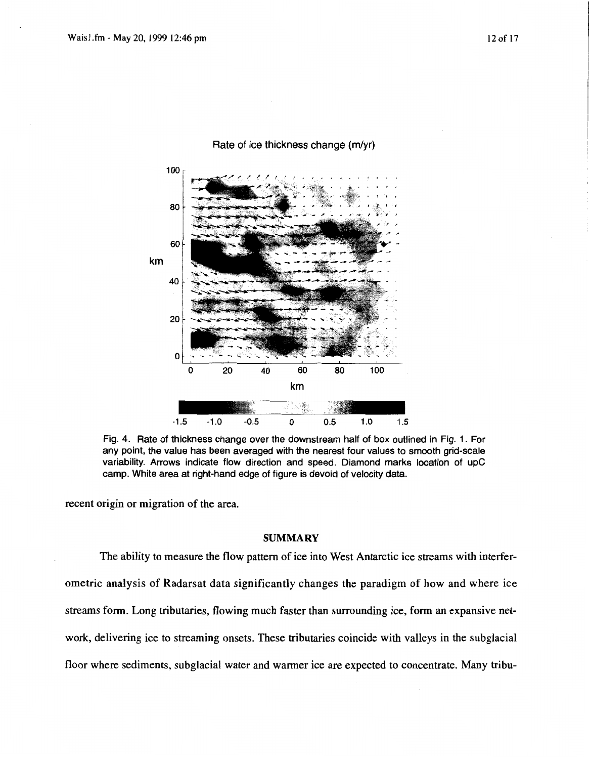Fig. 4. Rate of thickness change over the downstream half of box outlined in Fig. 1. For any point, the value has been averaged with the nearest four values to smooth grid-scale variability. Arrows indicate flow direction and speed. Diamond marks location of upC camp. White area at right-hand edge of figure is devoid of velocity data.

recent origin or migration of the area.

## SUMMARY

The ability to measure the flow pattern of ice into West Antarctic ice streams with interferometric analysis of Radarsat data significantly changes the paradigm of how and where ice streams form. Long tributaries, flowing much faster than surrounding ice, form an expansive network, delivering ice to streaming onsets. These tributaries coincide with valleys in the subglacial floor where sediments, subglacial water and warmer ice are expected to concentrate. Many tribu-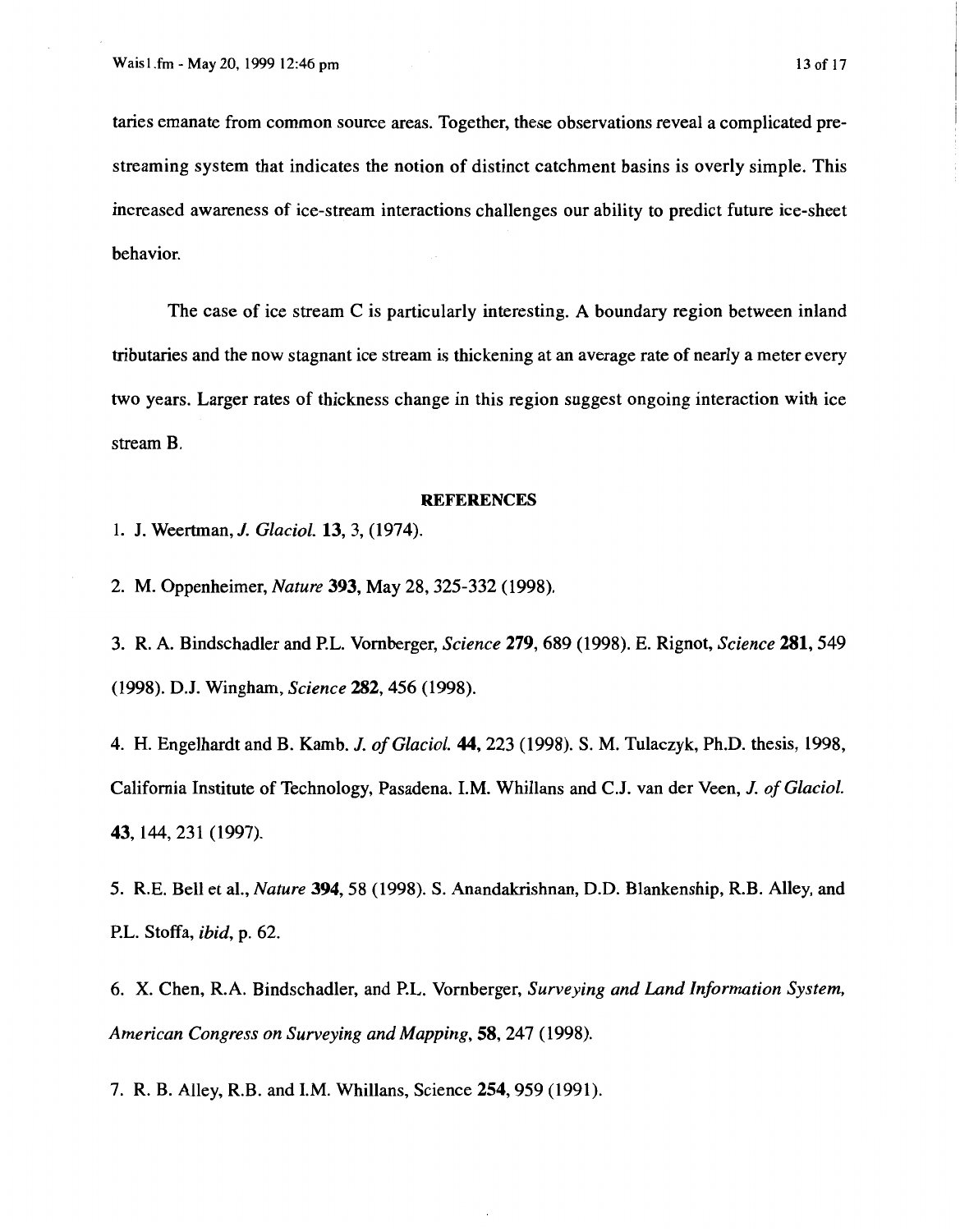taries emanate from common source areas. Together, these observations reveal a complicated pre-streaming system that indicates the notion of distinct catchment basins is overly simple. This increased awareness of ice-stream interactions challenges our ability to predict future ice-sheet behavior.

The case of ice stream C is particularly interesting. A boundary region between inland tributaries and the now stagnant ice stream is thickening at an average rate of nearly a meter every two years. Larger rates of thickness change in this region suggest ongoing interaction with ice stream B.

## REFERENCES

1. J. Weertman, *J. Glaciol.* **13**, 3, (1974).

2. M. Oppenheimer, *Nature* **393**, May 28, 325-332 (1998).

3. R. A. Bindschadler and P.L. Vornberger, *Science* **279**, 689 (1998). E. Rignot, *Science* **281**, 549 (1998). D.J. Wingham, *Science* **282**, 456 (1998).

4. H. Engelhardt and B. Kamb. *J. of Glaciol.* **44**, 223 (1998). S. M. Tulaczyk, Ph.D. thesis, 1998, California Institute of Technology, Pasadena. I.M. Whillans and C.J. van der Veen, *J. of Glaciol.* **43**, 144, 231 (1997).

5. R.E. Bell et al., *Nature* **394**, 58 (1998). S. Anandakrishnan, D.D. Blankenship, R.B. Alley, and P.L. Stoffa, *ibid*, p. 62.

6. X. Chen, R.A. Bindschadler, and P.L. Vornberger, *Surveying and Land Information System, American Congress on Surveying and Mapping*, **58**, 247 (1998).

7. R. B. Alley, R.B. and I.M. Whillans, Science **254**, 959 (1991).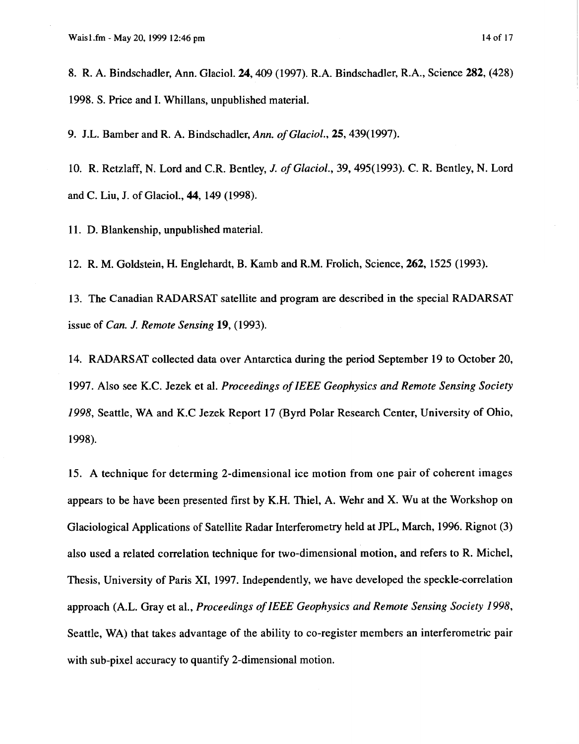8. R. A. Bindschadler, Ann. Glaciol. **24**, 409 (1997). R.A. Bindschadler, R.A., Science **282**, (428) 1998. S. Price and I. Whillans, unpublished material.

9. J.L. Bamber and R. A. Bindschadler, *Ann. of Glaciol.*, **25**, 439(1997).

10. R. Retzlaff, N. Lord and C.R. Bentley, *J. of Glaciol.*, 39, 495(1993). C. R. Bentley, N. Lord and C. Liu, J. of Glaciol., **44**, 149 (1998).

11. D. Blankenship, unpublished material.

12. R. M. Goldstein, H. Englehardt, B. Kamb and R.M. Frolich, Science, **262**, 1525 (1993).

13. The Canadian RADARSAT satellite and program are described in the special RADARSAT issue of *Can. J. Remote Sensing* **19**, (1993).

14. RADARSAT collected data over Antarctica during the period September 19 to October 20, 1997. Also see K.C. Jezek et al. *Proceedings of IEEE Geophysics and Remote Sensing Society 1998*, Seattle, WA and K.C Jezek Report 17 (Byrd Polar Research Center, University of Ohio, 1998).

15. A technique for determing 2-dimensional ice motion from one pair of coherent images appears to be have been presented first by K.H. Thiel, A. Wehr and X. Wu at the Workshop on Glaciological Applications of Satellite Radar Interferometry held at JPL, March, 1996. Rignot (3) also used a related correlation technique for two-dimensional motion, and refers to R. Michel, Thesis, University of Paris XI, 1997. Independently, we have developed the speckle-correlation approach (A.L. Gray et al., *Proceedings of IEEE Geophysics and Remote Sensing Society 1998*, Seattle, WA) that takes advantage of the ability to co-register members an interferometric pair with sub-pixel accuracy to quantify 2-dimensional motion.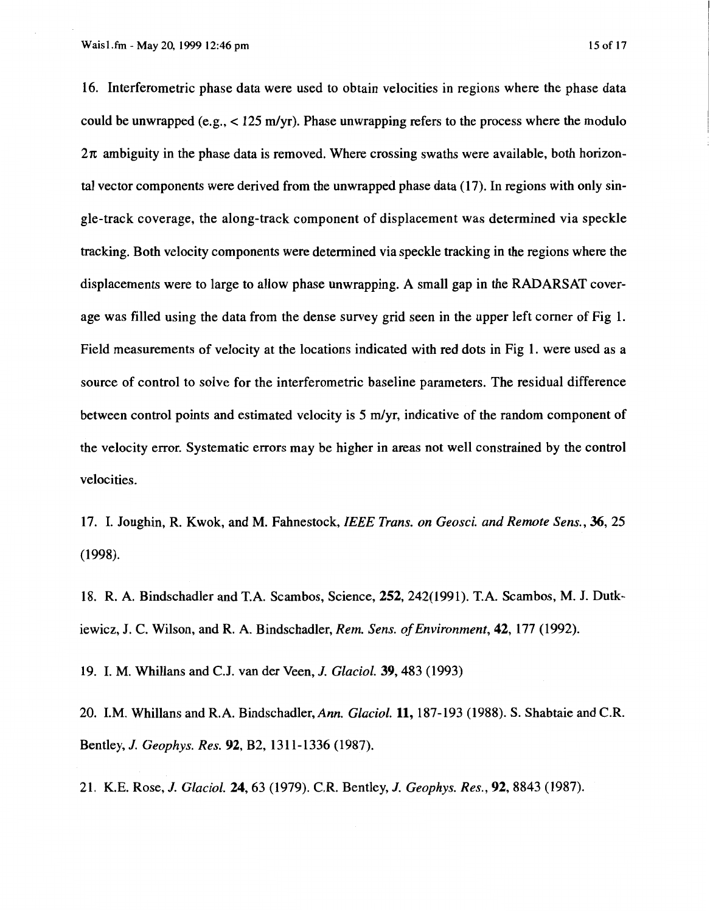16. Interferometric phase data were used to obtain velocities in regions where the phase data could be unwrapped (e.g., < 125 m/yr). Phase unwrapping refers to the process where the modulo $2\pi$ ambiguity in the phase data is removed. Where crossing swaths were available, both horizontal vector components were derived from the unwrapped phase data (17). In regions with only single-track coverage, the along-track component of displacement was determined via speckle tracking. Both velocity components were determined via speckle tracking in the regions where the displacements were to large to allow phase unwrapping. A small gap in the RADARSAT coverage was filled using the data from the dense survey grid seen in the upper left corner of Fig 1. Field measurements of velocity at the locations indicated with red dots in Fig 1. were used as a source of control to solve for the interferometric baseline parameters. The residual difference between control points and estimated velocity is 5 m/yr, indicative of the random component of the velocity error. Systematic errors may be higher in areas not well constrained by the control velocities.

17. I. Joughin, R. Kwok, and M. Fahnestock, *IEEE Trans. on Geosci. and Remote Sens.*, **36**, 25 (1998).

18. R. A. Bindschadler and T.A. Scambos, Science, **252**, 242(1991). T.A. Scambos, M. J. Dutkiewicz, J. C. Wilson, and R. A. Bindschadler, *Rem. Sens. of Environment*, **42**, 177 (1992).

19. I. M. Whillans and C.J. van der Veen, *J. Glaciol.* **39**, 483 (1993)

20. I.M. Whillans and R.A. Bindschadler, *Ann. Glaciol.* **11**, 187-193 (1988). S. Shabtaie and C.R. Bentley, *J. Geophys. Res.* **92**, B2, 1311-1336 (1987).

21. K.E. Rose, *J. Glaciol.* **24**, 63 (1979). C.R. Bentley, *J. Geophys. Res.*, **92**, 8843 (1987).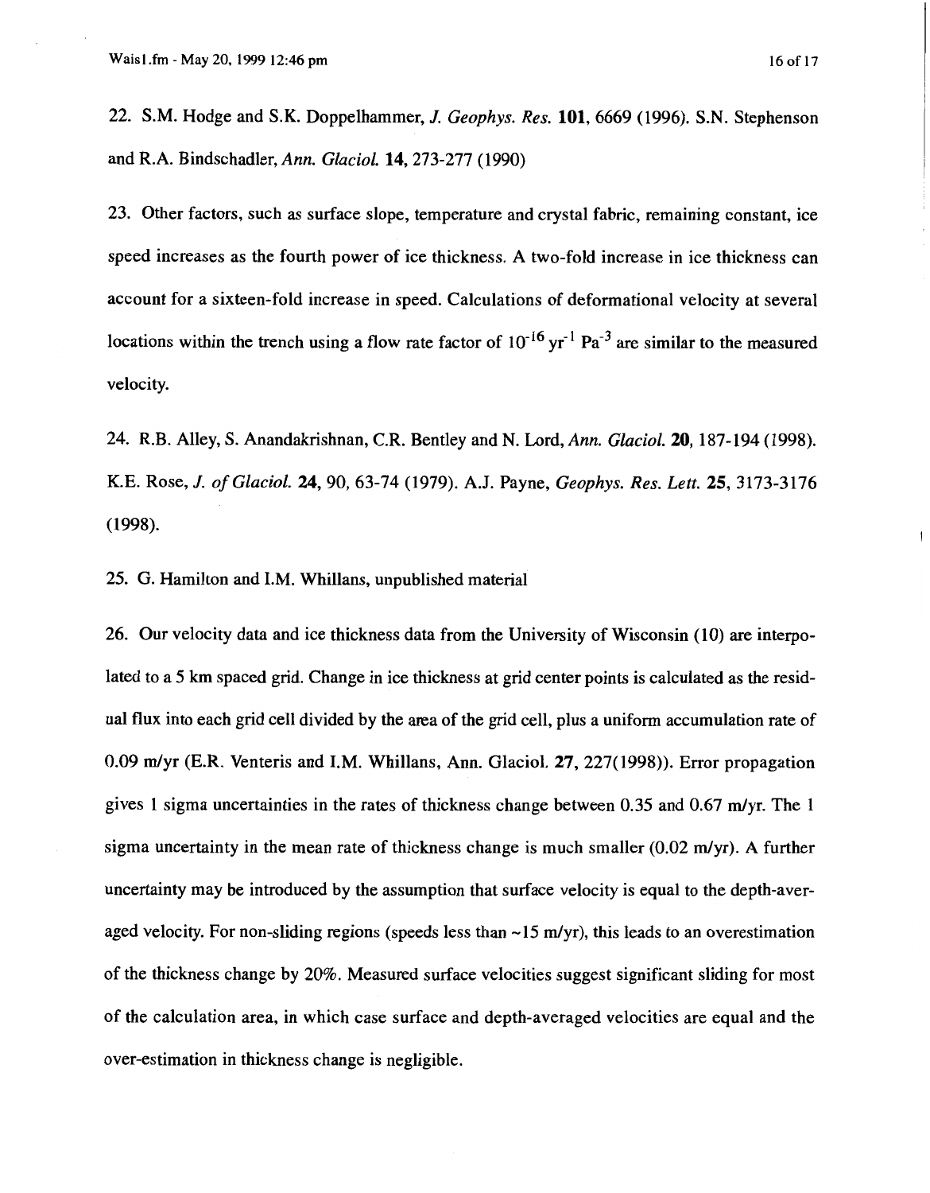22. S.M. Hodge and S.K. Doppelhammer, *J. Geophys. Res.* **101**, 6669 (1996). S.N. Stephenson and R.A. Bindschadler, *Ann. Glaciol.* **14**, 273-277 (1990)

23. Other factors, such as surface slope, temperature and crystal fabric, remaining constant, ice speed increases as the fourth power of ice thickness. A two-fold increase in ice thickness can account for a sixteen-fold increase in speed. Calculations of deformational velocity at several locations within the trench using a flow rate factor of $10^{-16}$ $yr^{-1}$ $Pa^{-3}$ are similar to the measured velocity.

24. R.B. Alley, S. Anandakrishnan, C.R. Bentley and N. Lord, *Ann. Glaciol.* **20**, 187-194 (1998). K.E. Rose, *J. of Glaciol.* **24**, 90, 63-74 (1979). A.J. Payne, *Geophys. Res. Lett.* **25**, 3173-3176 (1998).

25. G. Hamilton and I.M. Whillans, unpublished material

26. Our velocity data and ice thickness data from the University of Wisconsin (10) are interpolated to a 5 km spaced grid. Change in ice thickness at grid center points is calculated as the residual flux into each grid cell divided by the area of the grid cell, plus a uniform accumulation rate of 0.09 m/yr (E.R. Venteris and I.M. Whillans, Ann. Glaciol. 27, 227(1998)). Error propagation gives 1 sigma uncertainties in the rates of thickness change between 0.35 and 0.67 m/yr. The 1 sigma uncertainty in the mean rate of thickness change is much smaller (0.02 m/yr). A further uncertainty may be introduced by the assumption that surface velocity is equal to the depth-averaged velocity. For non-sliding regions (speeds less than ~15 m/yr), this leads to an overestimation of the thickness change by 20%. Measured surface velocities suggest significant sliding for most of the calculation area, in which case surface and depth-averaged velocities are equal and the over-estimation in thickness change is negligible.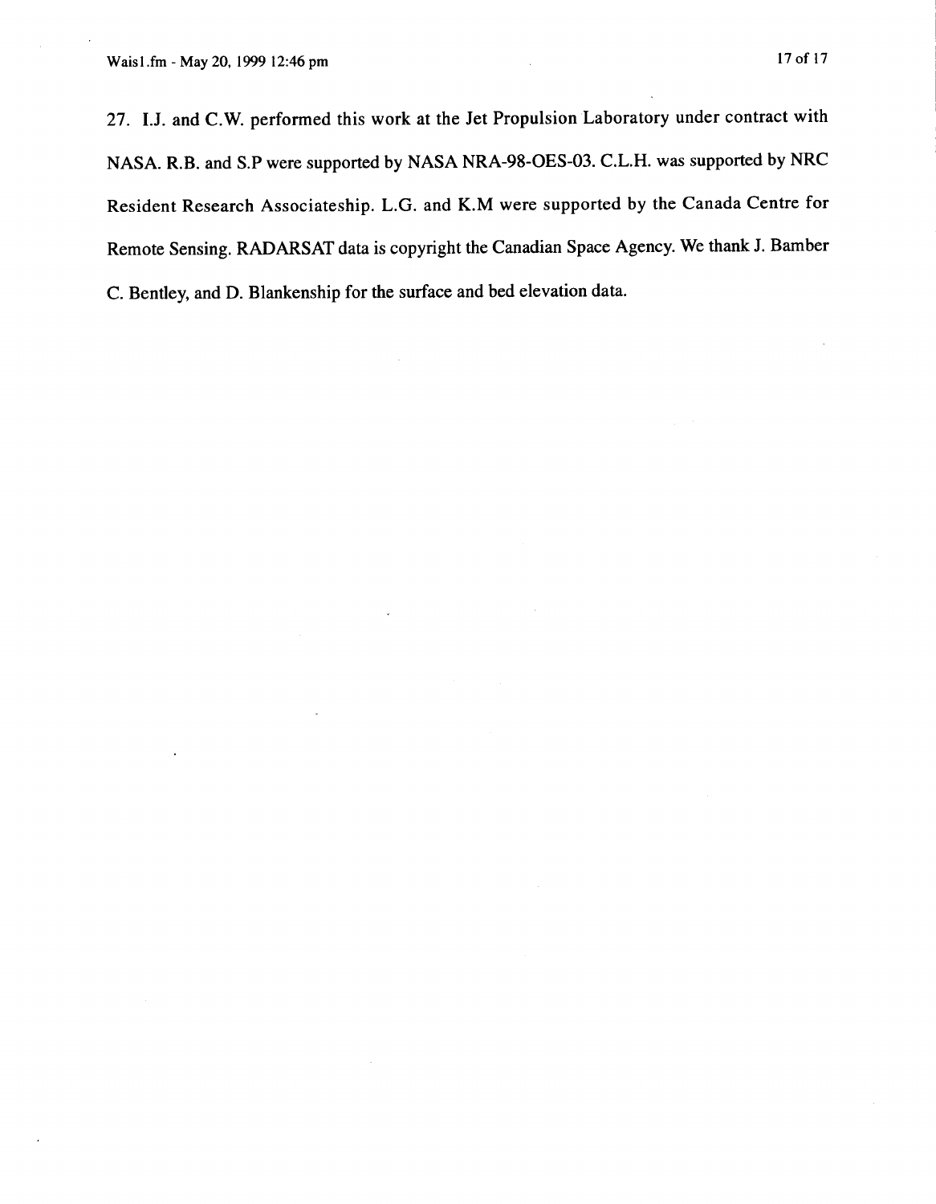27. I.J. and C.W. performed this work at the Jet Propulsion Laboratory under contract with NASA. R.B. and S.P were supported by NASA NRA-98-OES-03. C.L.H. was supported by NRC Resident Research Associateship. L.G. and K.M were supported by the Canada Centre for Remote Sensing. RADARSAT data is copyright the Canadian Space Agency. We thank J. Bamber C. Bentley, and D. Blankenship for the surface and bed elevation data.